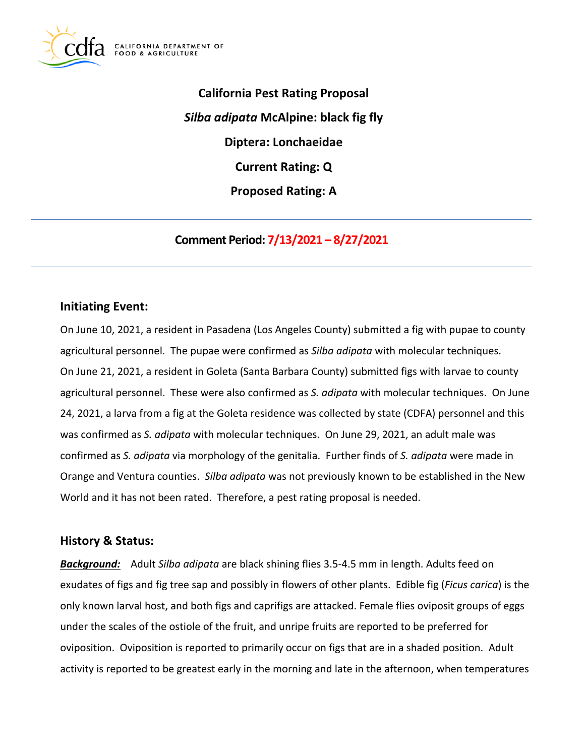# California Pest Rating Proposal

## *Silba adipata* McAlpine: black fig fly

## Diptera: Lonchaeidae

## Current Rating: Q

## Proposed Rating: A

---

**Comment Period: 7/13/2021 – 8/27/2021**

---

## Initiating Event:

On June 10, 2021, a resident in Pasadena (Los Angeles County) submitted a fig with pupae to county agricultural personnel. The pupae were confirmed as *Silba adipata* with molecular techniques. On June 21, 2021, a resident in Goleta (Santa Barbara County) submitted figs with larvae to county agricultural personnel. These were also confirmed as *S. adipata* with molecular techniques. On June 24, 2021, a larva from a fig at the Goleta residence was collected by state (CDFA) personnel and this was confirmed as *S. adipata* with molecular techniques. On June 29, 2021, an adult male was confirmed as *S. adipata* via morphology of the genitalia. Further finds of *S. adipata* were made in Orange and Ventura counties. *Silba adipata* was not previously known to be established in the New World and it has not been rated. Therefore, a pest rating proposal is needed.

## History & Status:

***Background:*** Adult *Silba adipata* are black shining flies 3.5-4.5 mm in length. Adults feed on exudates of figs and fig tree sap and possibly in flowers of other plants. Edible fig (*Ficus carica*) is the only known larval host, and both figs and caprifigs are attacked. Female flies oviposit groups of eggs under the scales of the ostiole of the fruit, and unripe fruits are reported to be preferred for oviposition. Oviposition is reported to primarily occur on figs that are in a shaded position. Adult activity is reported to be greatest early in the morning and late in the afternoon, when temperatures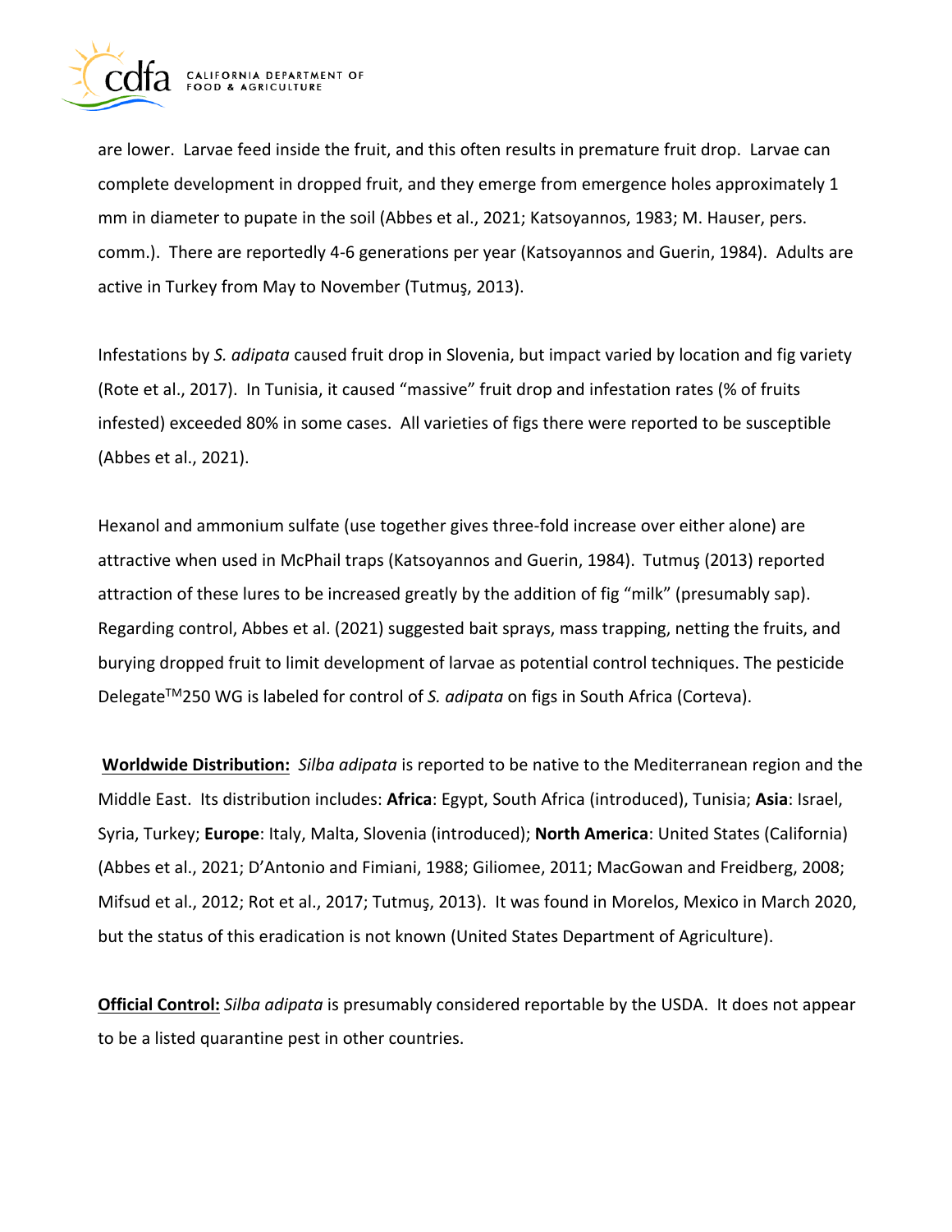are lower. Larvae feed inside the fruit, and this often results in premature fruit drop. Larvae can complete development in dropped fruit, and they emerge from emergence holes approximately 1 mm in diameter to pupate in the soil (Abbes et al., 2021; Katsoyannos, 1983; M. Hauser, pers. comm.). There are reportedly 4-6 generations per year (Katsoyannos and Guerin, 1984). Adults are active in Turkey from May to November (Tutmuş, 2013).

Infestations by *S. adipata* caused fruit drop in Slovenia, but impact varied by location and fig variety (Rote et al., 2017). In Tunisia, it caused "massive" fruit drop and infestation rates (% of fruits infested) exceeded 80% in some cases. All varieties of figs there were reported to be susceptible (Abbes et al., 2021).

Hexanol and ammonium sulfate (use together gives three-fold increase over either alone) are attractive when used in McPhail traps (Katsoyannos and Guerin, 1984). Tutmuş (2013) reported attraction of these lures to be increased greatly by the addition of fig "milk" (presumably sap). Regarding control, Abbes et al. (2021) suggested bait sprays, mass trapping, netting the fruits, and burying dropped fruit to limit development of larvae as potential control techniques. The pesticide Delegate™250 WG is labeled for control of *S. adipata* on figs in South Africa (Corteva).

**Worldwide Distribution:** *Silba adipata* is reported to be native to the Mediterranean region and the Middle East. Its distribution includes: **Africa**: Egypt, South Africa (introduced), Tunisia; **Asia**: Israel, Syria, Turkey; **Europe**: Italy, Malta, Slovenia (introduced); **North America**: United States (California) (Abbes et al., 2021; D'Antonio and Fimiani, 1988; Giliomee, 2011; MacGowan and Freidberg, 2008; Mifsud et al., 2012; Rot et al., 2017; Tutmuş, 2013). It was found in Morelos, Mexico in March 2020, but the status of this eradication is not known (United States Department of Agriculture).

**Official Control:** *Silba adipata* is presumably considered reportable by the USDA. It does not appear to be a listed quarantine pest in other countries.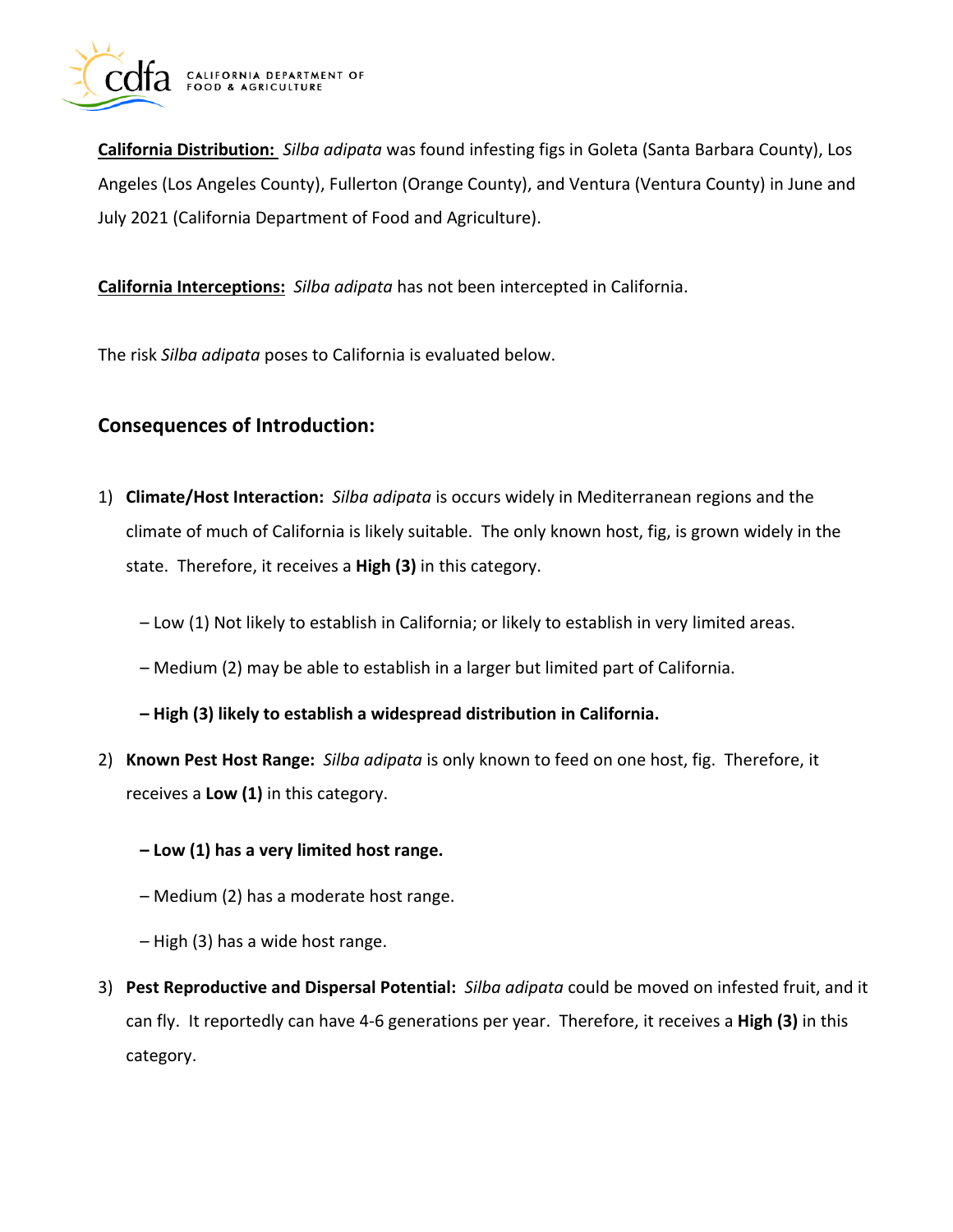**California Distribution:** *Silba adipata* was found infesting figs in Goleta (Santa Barbara County), Los Angeles (Los Angeles County), Fullerton (Orange County), and Ventura (Ventura County) in June and July 2021 (California Department of Food and Agriculture).

**California Interceptions:** *Silba adipata* has not been intercepted in California.

The risk *Silba adipata* poses to California is evaluated below.

## Consequences of Introduction:

1) **Climate/Host Interaction:** *Silba adipata* is occurs widely in Mediterranean regions and the climate of much of California is likely suitable. The only known host, fig, is grown widely in the state. Therefore, it receives a **High (3)** in this category.

   – Low (1) Not likely to establish in California; or likely to establish in very limited areas.

   – Medium (2) may be able to establish in a larger but limited part of California.

   **– High (3) likely to establish a widespread distribution in California.**

2) **Known Pest Host Range:** *Silba adipata* is only known to feed on one host, fig. Therefore, it receives a **Low (1)** in this category.

   **– Low (1) has a very limited host range.**

   – Medium (2) has a moderate host range.

   – High (3) has a wide host range.

3) **Pest Reproductive and Dispersal Potential:** *Silba adipata* could be moved on infested fruit, and it can fly. It reportedly can have 4-6 generations per year. Therefore, it receives a **High (3)** in this category.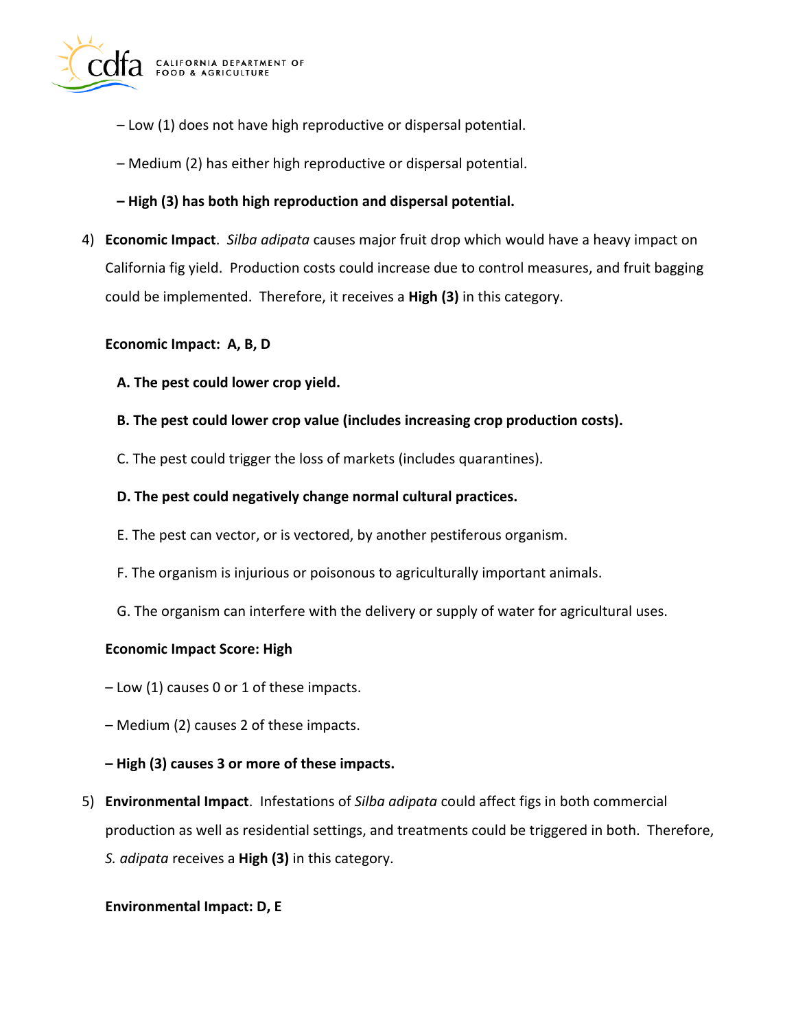– Low (1) does not have high reproductive or dispersal potential.

– Medium (2) has either high reproductive or dispersal potential.

**– High (3) has both high reproduction and dispersal potential.**

4) **Economic Impact**. *Silba adipata* causes major fruit drop which would have a heavy impact on California fig yield. Production costs could increase due to control measures, and fruit bagging could be implemented. Therefore, it receives a **High (3)** in this category.

   **Economic Impact: A, B, D**

   **A. The pest could lower crop yield.**

   **B. The pest could lower crop value (includes increasing crop production costs).**

   C. The pest could trigger the loss of markets (includes quarantines).

   **D. The pest could negatively change normal cultural practices.**

   E. The pest can vector, or is vectored, by another pestiferous organism.

   F. The organism is injurious or poisonous to agriculturally important animals.

   G. The organism can interfere with the delivery or supply of water for agricultural uses.

   **Economic Impact Score: High**

   – Low (1) causes 0 or 1 of these impacts.

   – Medium (2) causes 2 of these impacts.

   **– High (3) causes 3 or more of these impacts.**

5) **Environmental Impact**. Infestations of *Silba adipata* could affect figs in both commercial production as well as residential settings, and treatments could be triggered in both. Therefore, *S. adipata* receives a **High (3)** in this category.

   **Environmental Impact: D, E**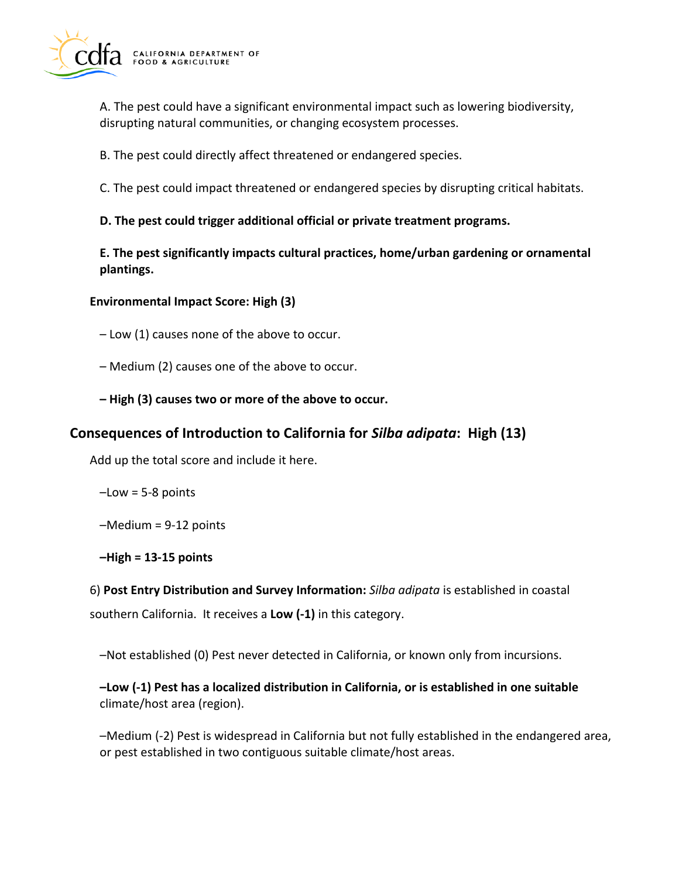A. The pest could have a significant environmental impact such as lowering biodiversity, disrupting natural communities, or changing ecosystem processes.

B. The pest could directly affect threatened or endangered species.

C. The pest could impact threatened or endangered species by disrupting critical habitats.

**D. The pest could trigger additional official or private treatment programs.**

**E. The pest significantly impacts cultural practices, home/urban gardening or ornamental plantings.**

**Environmental Impact Score: High (3)**

– Low (1) causes none of the above to occur.

– Medium (2) causes one of the above to occur.

**– High (3) causes two or more of the above to occur.**

## Consequences of Introduction to California for *Silba adipata*: High (13)

Add up the total score and include it here.

–Low = 5-8 points

–Medium = 9-12 points

**–High = 13-15 points**

6) **Post Entry Distribution and Survey Information:** *Silba adipata* is established in coastal southern California. It receives a **Low (-1)** in this category.

–Not established (0) Pest never detected in California, or known only from incursions.

**–Low (-1) Pest has a localized distribution in California, or is established in one suitable** climate/host area (region).

–Medium (-2) Pest is widespread in California but not fully established in the endangered area, or pest established in two contiguous suitable climate/host areas.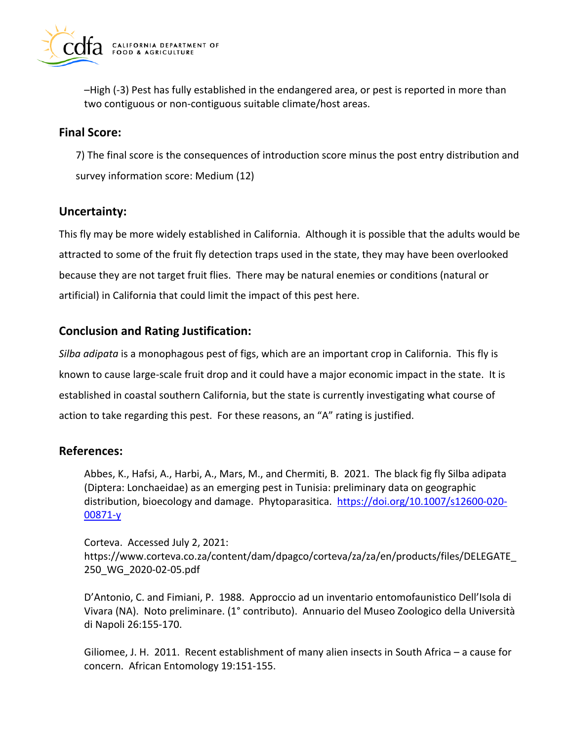–High (-3) Pest has fully established in the endangered area, or pest is reported in more than two contiguous or non-contiguous suitable climate/host areas.

## Final Score:

7) The final score is the consequences of introduction score minus the post entry distribution and survey information score: Medium (12)

## Uncertainty:

This fly may be more widely established in California. Although it is possible that the adults would be attracted to some of the fruit fly detection traps used in the state, they may have been overlooked because they are not target fruit flies. There may be natural enemies or conditions (natural or artificial) in California that could limit the impact of this pest here.

## Conclusion and Rating Justification:

*Silba adipata* is a monophagous pest of figs, which are an important crop in California. This fly is known to cause large-scale fruit drop and it could have a major economic impact in the state. It is established in coastal southern California, but the state is currently investigating what course of action to take regarding this pest. For these reasons, an "A" rating is justified.

## References:

Abbes, K., Hafsi, A., Harbi, A., Mars, M., and Chermiti, B. 2021. The black fig fly Silba adipata (Diptera: Lonchaeidae) as an emerging pest in Tunisia: preliminary data on geographic distribution, bioecology and damage. Phytoparasitica. https://doi.org/10.1007/s12600-020-00871-y

Corteva. Accessed July 2, 2021: https://www.corteva.co.za/content/dam/dpagco/corteva/za/za/en/products/files/DELEGATE_250_WG_2020-02-05.pdf

D'Antonio, C. and Fimiani, P. 1988. Approccio ad un inventario entomofaunistico Dell'Isola di Vivara (NA). Noto preliminare. (1° contributo). Annuario del Museo Zoologico della Università di Napoli 26:155-170.

Giliomee, J. H. 2011. Recent establishment of many alien insects in South Africa – a cause for concern. African Entomology 19:151-155.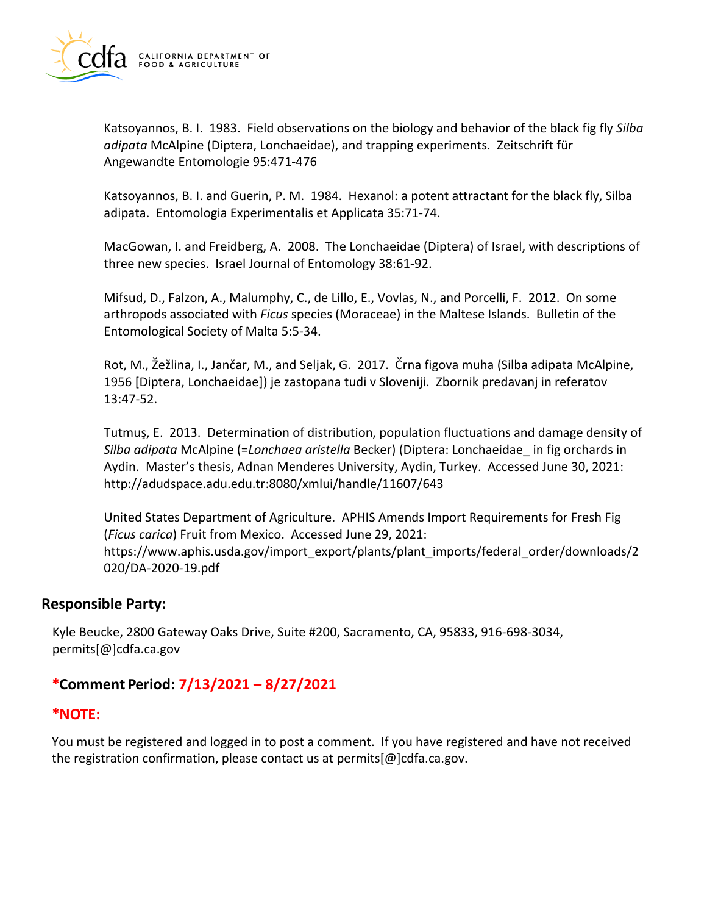Katsoyannos, B. I. 1983. Field observations on the biology and behavior of the black fig fly *Silba adipata* McAlpine (Diptera, Lonchaeidae), and trapping experiments. Zeitschrift für Angewandte Entomologie 95:471-476

Katsoyannos, B. I. and Guerin, P. M. 1984. Hexanol: a potent attractant for the black fly, Silba adipata. Entomologia Experimentalis et Applicata 35:71-74.

MacGowan, I. and Freidberg, A. 2008. The Lonchaeidae (Diptera) of Israel, with descriptions of three new species. Israel Journal of Entomology 38:61-92.

Mifsud, D., Falzon, A., Malumphy, C., de Lillo, E., Vovlas, N., and Porcelli, F. 2012. On some arthropods associated with *Ficus* species (Moraceae) in the Maltese Islands. Bulletin of the Entomological Society of Malta 5:5-34.

Rot, M., Žežlina, I., Jančar, M., and Seljak, G. 2017. Črna figova muha (Silba adipata McAlpine, 1956 [Diptera, Lonchaeidae]) je zastopana tudi v Sloveniji. Zbornik predavanj in referatov 13:47-52.

Tutmuş, E. 2013. Determination of distribution, population fluctuations and damage density of *Silba adipata* McAlpine (=*Lonchaea aristella* Becker) (Diptera: Lonchaeidae_ in fig orchards in Aydin. Master's thesis, Adnan Menderes University, Aydin, Turkey. Accessed June 30, 2021: http://adudspace.adu.edu.tr:8080/xmlui/handle/11607/643

United States Department of Agriculture. APHIS Amends Import Requirements for Fresh Fig (*Ficus carica*) Fruit from Mexico. Accessed June 29, 2021: https://www.aphis.usda.gov/import_export/plants/plant_imports/federal_order/downloads/2020/DA-2020-19.pdf

## Responsible Party:

Kyle Beucke, 2800 Gateway Oaks Drive, Suite #200, Sacramento, CA, 95833, 916-698-3034, permits[@]cdfa.ca.gov

## *Comment Period: 7/13/2021 – 8/27/2021

## *NOTE:

You must be registered and logged in to post a comment. If you have registered and have not received the registration confirmation, please contact us at permits[@]cdfa.ca.gov.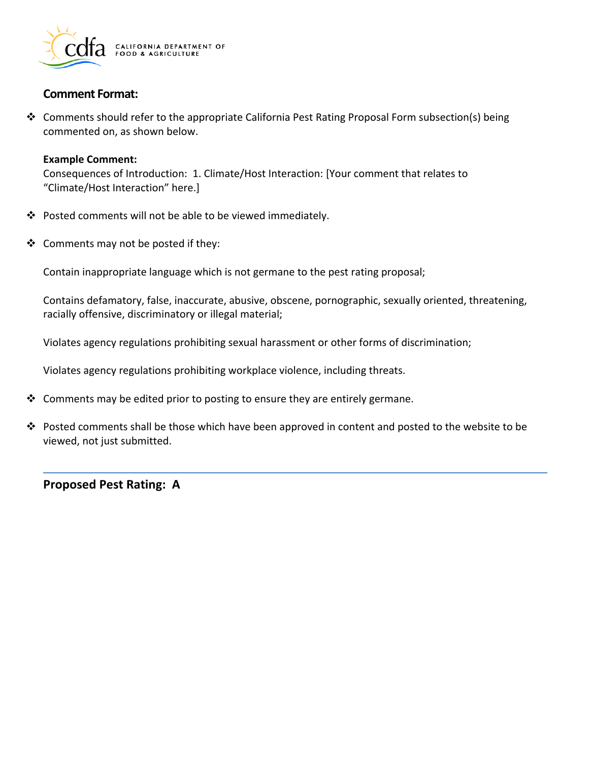### Comment Format:

- Comments should refer to the appropriate California Pest Rating Proposal Form subsection(s) being commented on, as shown below.

  **Example Comment:**
  Consequences of Introduction: 1. Climate/Host Interaction: [Your comment that relates to "Climate/Host Interaction" here.]

- Posted comments will not be able to be viewed immediately.

- Comments may not be posted if they:

  Contain inappropriate language which is not germane to the pest rating proposal;

  Contains defamatory, false, inaccurate, abusive, obscene, pornographic, sexually oriented, threatening, racially offensive, discriminatory or illegal material;

  Violates agency regulations prohibiting sexual harassment or other forms of discrimination;

  Violates agency regulations prohibiting workplace violence, including threats.

- Comments may be edited prior to posting to ensure they are entirely germane.

- Posted comments shall be those which have been approved in content and posted to the website to be viewed, not just submitted.

---

## Proposed Pest Rating: A